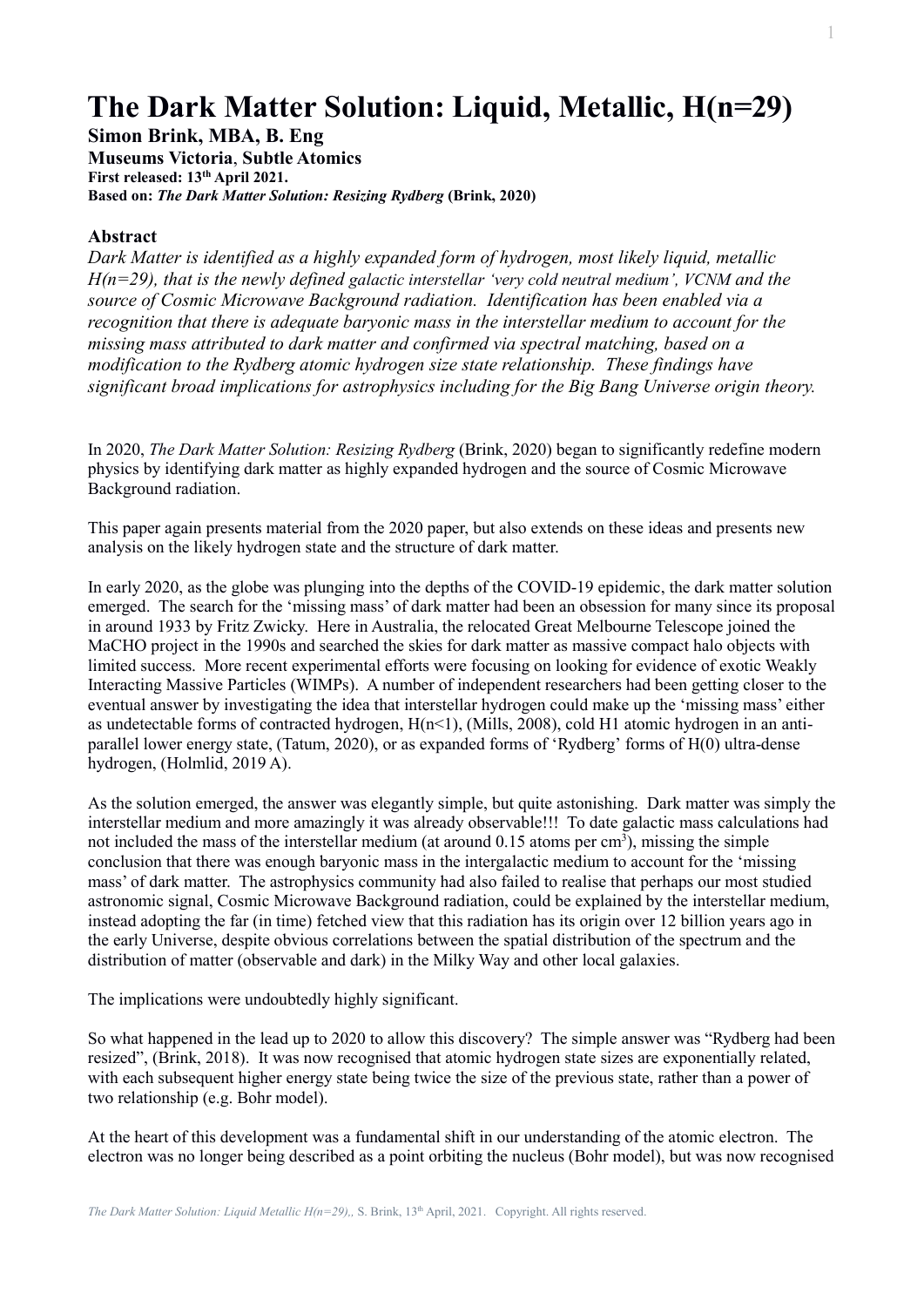# The Dark Matter Solution: Liquid, Metallic, H(n=29)

**Simon Brink, MBA, B. Eng**
**Museums Victoria**, **Subtle Atomics**
**First released: 13th April 2021.**
**Based on:** ***The Dark Matter Solution: Resizing Rydberg*** **(Brink, 2020)**

## Abstract

*Dark Matter is identified as a highly expanded form of hydrogen, most likely liquid, metallic H(n=29), that is the newly defined galactic interstellar 'very cold neutral medium', VCNM and the source of Cosmic Microwave Background radiation. Identification has been enabled via a recognition that there is adequate baryonic mass in the interstellar medium to account for the missing mass attributed to dark matter and confirmed via spectral matching, based on a modification to the Rydberg atomic hydrogen size state relationship. These findings have significant broad implications for astrophysics including for the Big Bang Universe origin theory.*

In 2020, *The Dark Matter Solution: Resizing Rydberg* (Brink, 2020) began to significantly redefine modern physics by identifying dark matter as highly expanded hydrogen and the source of Cosmic Microwave Background radiation.

This paper again presents material from the 2020 paper, but also extends on these ideas and presents new analysis on the likely hydrogen state and the structure of dark matter.

In early 2020, as the globe was plunging into the depths of the COVID-19 epidemic, the dark matter solution emerged. The search for the 'missing mass' of dark matter had been an obsession for many since its proposal in around 1933 by Fritz Zwicky. Here in Australia, the relocated Great Melbourne Telescope joined the MaCHO project in the 1990s and searched the skies for dark matter as massive compact halo objects with limited success. More recent experimental efforts were focusing on looking for evidence of exotic Weakly Interacting Massive Particles (WIMPs). A number of independent researchers had been getting closer to the eventual answer by investigating the idea that interstellar hydrogen could make up the 'missing mass' either as undetectable forms of contracted hydrogen, H(n<1), (Mills, 2008), cold H1 atomic hydrogen in an anti-parallel lower energy state, (Tatum, 2020), or as expanded forms of 'Rydberg' forms of H(0) ultra-dense hydrogen, (Holmlid, 2019 A).

As the solution emerged, the answer was elegantly simple, but quite astonishing. Dark matter was simply the interstellar medium and more amazingly it was already observable!!! To date galactic mass calculations had not included the mass of the interstellar medium (at around 0.15 atoms per $cm^3$), missing the simple conclusion that there was enough baryonic mass in the intergalactic medium to account for the 'missing mass' of dark matter. The astrophysics community had also failed to realise that perhaps our most studied astronomic signal, Cosmic Microwave Background radiation, could be explained by the interstellar medium, instead adopting the far (in time) fetched view that this radiation has its origin over 12 billion years ago in the early Universe, despite obvious correlations between the spatial distribution of the spectrum and the distribution of matter (observable and dark) in the Milky Way and other local galaxies.

The implications were undoubtedly highly significant.

So what happened in the lead up to 2020 to allow this discovery? The simple answer was "Rydberg had been resized", (Brink, 2018). It was now recognised that atomic hydrogen state sizes are exponentially related, with each subsequent higher energy state being twice the size of the previous state, rather than a power of two relationship (e.g. Bohr model).

At the heart of this development was a fundamental shift in our understanding of the atomic electron. The electron was no longer being described as a point orbiting the nucleus (Bohr model), but was now recognised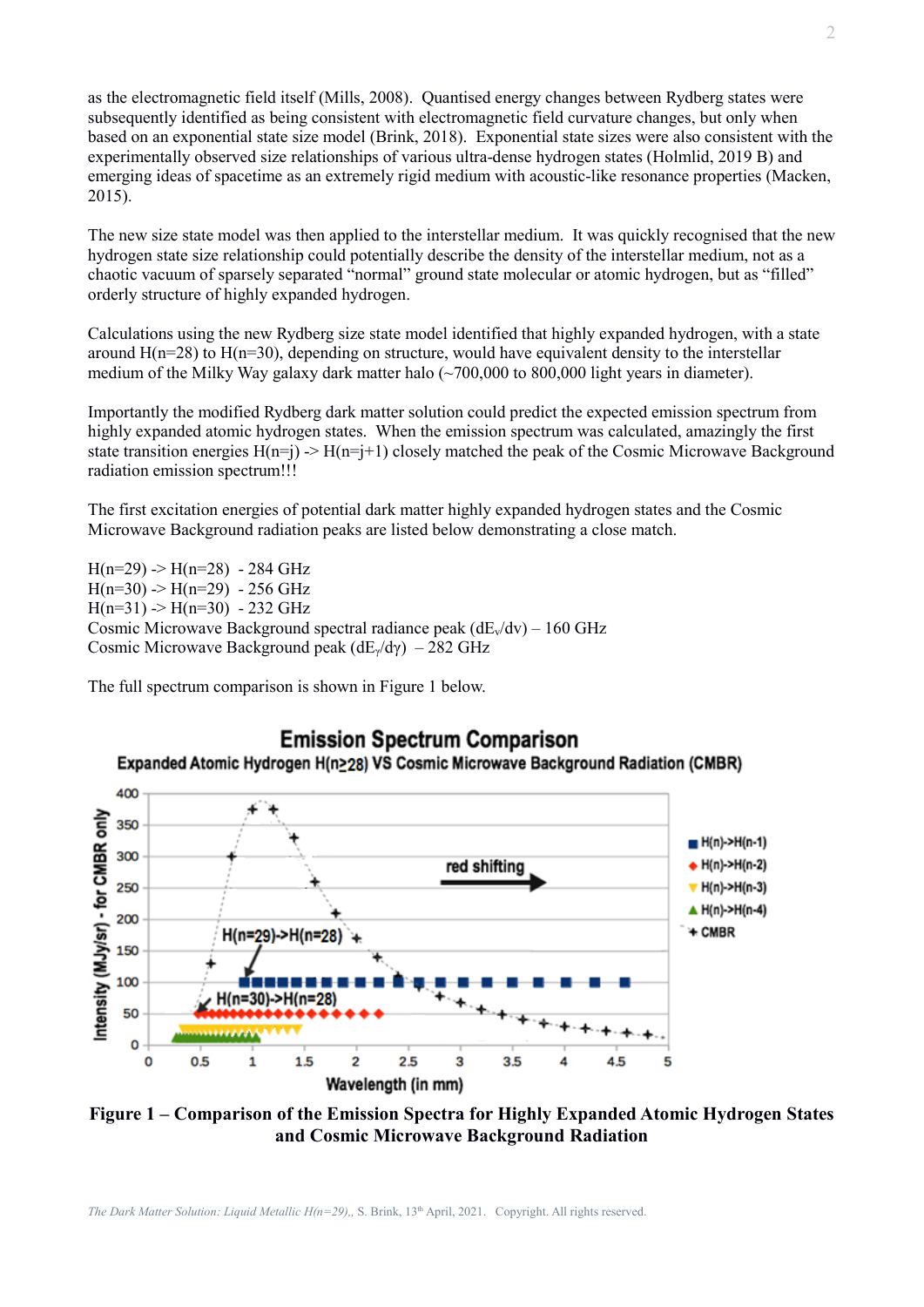as the electromagnetic field itself (Mills, 2008). Quantised energy changes between Rydberg states were subsequently identified as being consistent with electromagnetic field curvature changes, but only when based on an exponential state size model (Brink, 2018). Exponential state sizes were also consistent with the experimentally observed size relationships of various ultra-dense hydrogen states (Holmlid, 2019 B) and emerging ideas of spacetime as an extremely rigid medium with acoustic-like resonance properties (Macken, 2015).

The new size state model was then applied to the interstellar medium. It was quickly recognised that the new hydrogen state size relationship could potentially describe the density of the interstellar medium, not as a chaotic vacuum of sparsely separated "normal" ground state molecular or atomic hydrogen, but as "filled" orderly structure of highly expanded hydrogen.

Calculations using the new Rydberg size state model identified that highly expanded hydrogen, with a state around H(n=28) to H(n=30), depending on structure, would have equivalent density to the interstellar medium of the Milky Way galaxy dark matter halo (~700,000 to 800,000 light years in diameter).

Importantly the modified Rydberg dark matter solution could predict the expected emission spectrum from highly expanded atomic hydrogen states. When the emission spectrum was calculated, amazingly the first state transition energies H(n=j) -> H(n=j+1) closely matched the peak of the Cosmic Microwave Background radiation emission spectrum!!!

The first excitation energies of potential dark matter highly expanded hydrogen states and the Cosmic Microwave Background radiation peaks are listed below demonstrating a close match.

H(n=29) -> H(n=28) - 284 GHz
H(n=30) -> H(n=29) - 256 GHz
H(n=31) -> H(n=30) - 232 GHz
Cosmic Microwave Background spectral radiance peak ($dE_v/dv$) – 160 GHz
Cosmic Microwave Background peak ($dE_\gamma/d\gamma$) – 282 GHz

The full spectrum comparison is shown in Figure 1 below.

**Figure 1 – Comparison of the Emission Spectra for Highly Expanded Atomic Hydrogen States and Cosmic Microwave Background Radiation**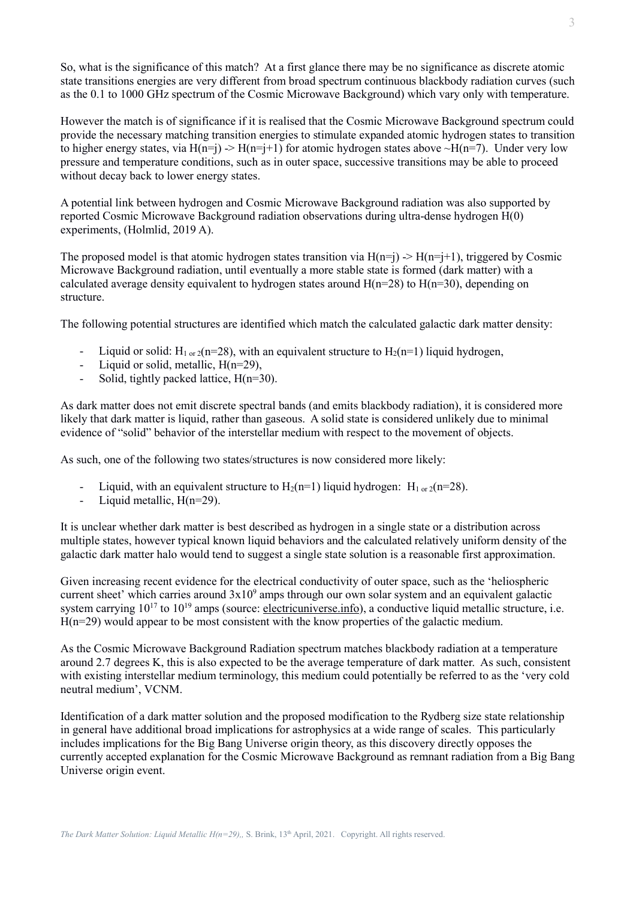So, what is the significance of this match? At a first glance there may be no significance as discrete atomic state transitions energies are very different from broad spectrum continuous blackbody radiation curves (such as the 0.1 to 1000 GHz spectrum of the Cosmic Microwave Background) which vary only with temperature.

However the match is of significance if it is realised that the Cosmic Microwave Background spectrum could provide the necessary matching transition energies to stimulate expanded atomic hydrogen states to transition to higher energy states, via $H(n{=}j) \rightarrow H(n{=}j{+}1)$ for atomic hydrogen states above $\sim H(n{=}7)$. Under very low pressure and temperature conditions, such as in outer space, successive transitions may be able to proceed without decay back to lower energy states.

A potential link between hydrogen and Cosmic Microwave Background radiation was also supported by reported Cosmic Microwave Background radiation observations during ultra-dense hydrogen $H(0)$ experiments, (Holmlid, 2019 A).

The proposed model is that atomic hydrogen states transition via $H(n{=}j) \rightarrow H(n{=}j{+}1)$, triggered by Cosmic Microwave Background radiation, until eventually a more stable state is formed (dark matter) with a calculated average density equivalent to hydrogen states around $H(n{=}28)$ to $H(n{=}30)$, depending on structure.

The following potential structures are identified which match the calculated galactic dark matter density:

- Liquid or solid: $H_{1 \text{ or } 2}(n{=}28)$, with an equivalent structure to $H_2(n{=}1)$ liquid hydrogen,
- Liquid or solid, metallic, $H(n{=}29)$,
- Solid, tightly packed lattice, $H(n{=}30)$.

As dark matter does not emit discrete spectral bands (and emits blackbody radiation), it is considered more likely that dark matter is liquid, rather than gaseous. A solid state is considered unlikely due to minimal evidence of "solid" behavior of the interstellar medium with respect to the movement of objects.

As such, one of the following two states/structures is now considered more likely:

- Liquid, with an equivalent structure to $H_2(n{=}1)$ liquid hydrogen: $H_{1 \text{ or } 2}(n{=}28)$.
- Liquid metallic, $H(n{=}29)$.

It is unclear whether dark matter is best described as hydrogen in a single state or a distribution across multiple states, however typical known liquid behaviors and the calculated relatively uniform density of the galactic dark matter halo would tend to suggest a single state solution is a reasonable first approximation.

Given increasing recent evidence for the electrical conductivity of outer space, such as the 'heliospheric current sheet' which carries around $3 \times 10^9$ amps through our own solar system and an equivalent galactic system carrying $10^{17}$ to $10^{19}$ amps (source: electricuniverse.info), a conductive liquid metallic structure, i.e. $H(n{=}29)$ would appear to be most consistent with the know properties of the galactic medium.

As the Cosmic Microwave Background Radiation spectrum matches blackbody radiation at a temperature around 2.7 degrees K, this is also expected to be the average temperature of dark matter. As such, consistent with existing interstellar medium terminology, this medium could potentially be referred to as the 'very cold neutral medium', VCNM.

Identification of a dark matter solution and the proposed modification to the Rydberg size state relationship in general have additional broad implications for astrophysics at a wide range of scales. This particularly includes implications for the Big Bang Universe origin theory, as this discovery directly opposes the currently accepted explanation for the Cosmic Microwave Background as remnant radiation from a Big Bang Universe origin event.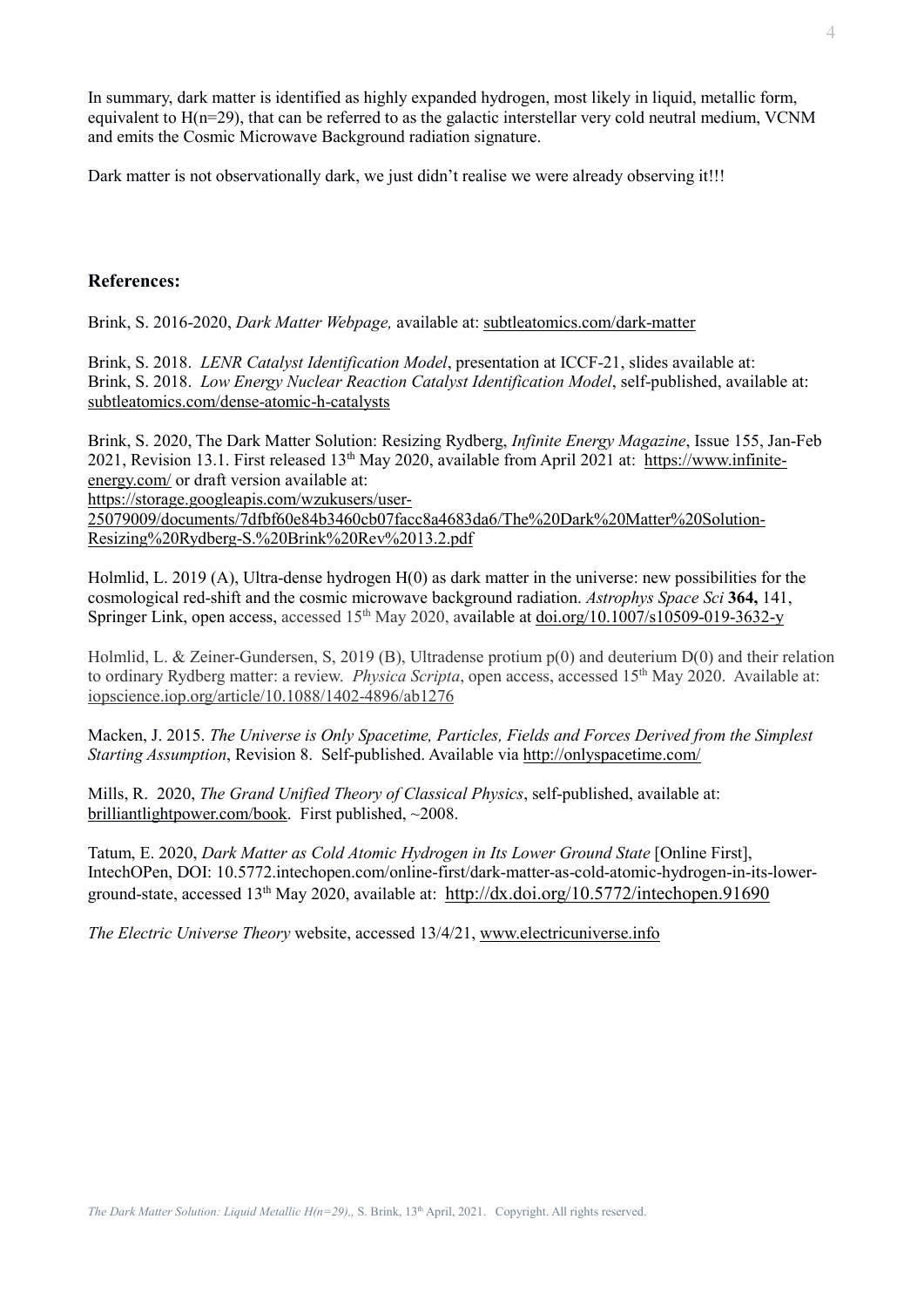In summary, dark matter is identified as highly expanded hydrogen, most likely in liquid, metallic form, equivalent to H(n=29), that can be referred to as the galactic interstellar very cold neutral medium, VCNM and emits the Cosmic Microwave Background radiation signature.

Dark matter is not observationally dark, we just didn't realise we were already observing it!!!

## References:

Brink, S. 2016-2020, *Dark Matter Webpage,* available at: subtleatomics.com/dark-matter

Brink, S. 2018. *LENR Catalyst Identification Model*, presentation at ICCF-21, slides available at:
Brink, S. 2018. *Low Energy Nuclear Reaction Catalyst Identification Model*, self-published, available at: subtleatomics.com/dense-atomic-h-catalysts

Brink, S. 2020, The Dark Matter Solution: Resizing Rydberg, *Infinite Energy Magazine*, Issue 155, Jan-Feb 2021, Revision 13.1. First released 13th May 2020, available from April 2021 at: https://www.infinite-energy.com/ or draft version available at: https://storage.googleapis.com/wzukusers/user-25079009/documents/7dfbf60e84b3460cb07facc8a4683da6/The%20Dark%20Matter%20Solution-Resizing%20Rydberg-S.%20Brink%20Rev%2013.2.pdf

Holmlid, L. 2019 (A), Ultra-dense hydrogen H(0) as dark matter in the universe: new possibilities for the cosmological red-shift and the cosmic microwave background radiation. *Astrophys Space Sci* **364,** 141, Springer Link, open access, accessed 15th May 2020, available at doi.org/10.1007/s10509-019-3632-y

Holmlid, L. & Zeiner-Gundersen, S, 2019 (B), Ultradense protium p(0) and deuterium D(0) and their relation to ordinary Rydberg matter: a review. *Physica Scripta*, open access, accessed 15th May 2020. Available at: iopscience.iop.org/article/10.1088/1402-4896/ab1276

Macken, J. 2015. *The Universe is Only Spacetime, Particles, Fields and Forces Derived from the Simplest Starting Assumption*, Revision 8. Self-published. Available via http://onlyspacetime.com/

Mills, R. 2020, *The Grand Unified Theory of Classical Physics*, self-published, available at: brilliantlightpower.com/book. First published, ~2008.

Tatum, E. 2020, *Dark Matter as Cold Atomic Hydrogen in Its Lower Ground State* [Online First], IntechOPen, DOI: 10.5772.intechopen.com/online-first/dark-matter-as-cold-atomic-hydrogen-in-its-lower-ground-state, accessed 13th May 2020, available at: http://dx.doi.org/10.5772/intechopen.91690

*The Electric Universe Theory* website, accessed 13/4/21, www.electricuniverse.info